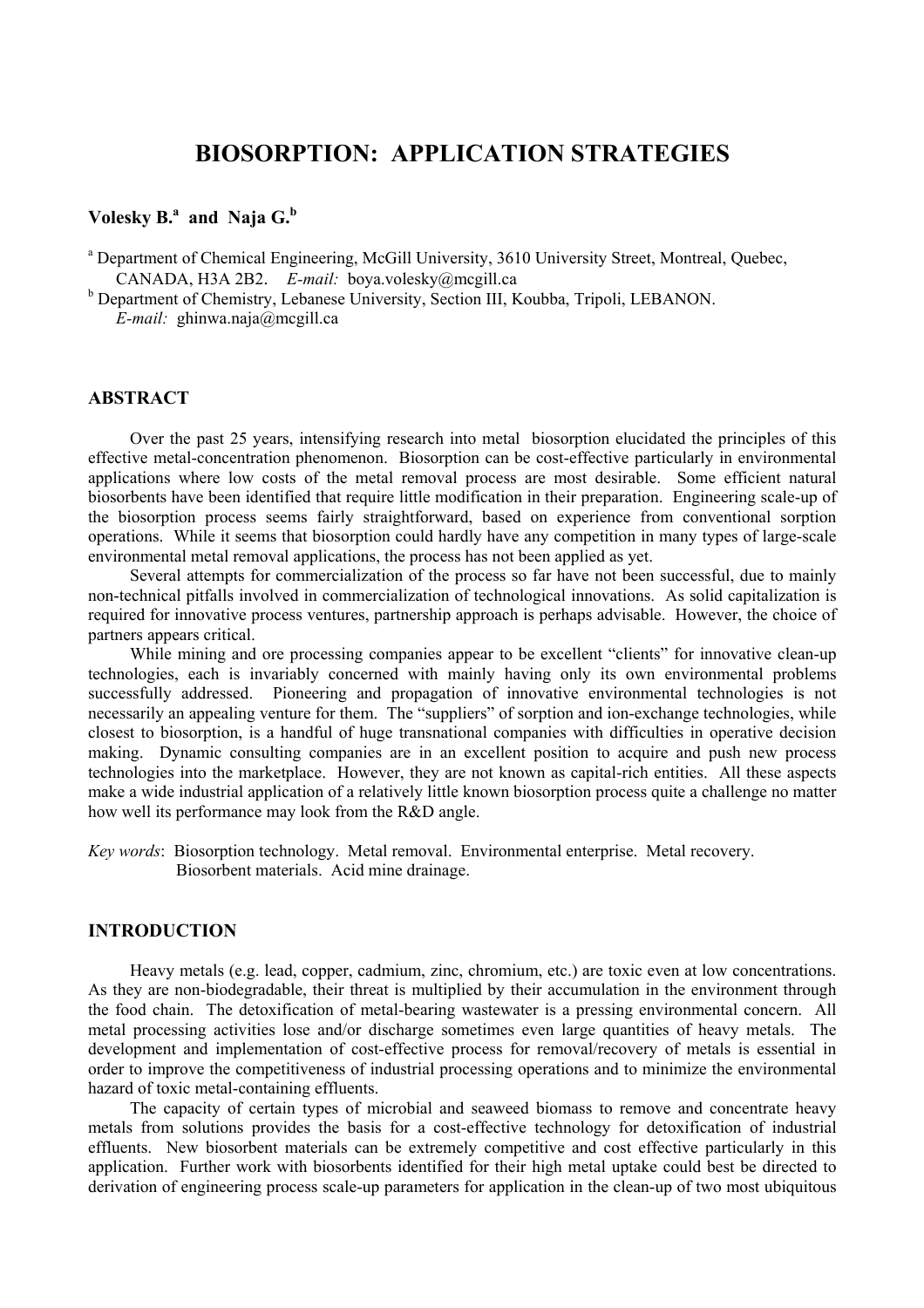# BIOSORPTION: APPLICATION STRATEGIES

**Volesky B.[a] and Naja G.[b]**

[a] Department of Chemical Engineering, McGill University, 3610 University Street, Montreal, Quebec, CANADA, H3A 2B2. *E-mail:* boya.volesky@mcgill.ca

[b] Department of Chemistry, Lebanese University, Section III, Koubba, Tripoli, LEBANON. *E-mail:* ghinwa.naja@mcgill.ca

## ABSTRACT

Over the past 25 years, intensifying research into metal biosorption elucidated the principles of this effective metal-concentration phenomenon. Biosorption can be cost-effective particularly in environmental applications where low costs of the metal removal process are most desirable. Some efficient natural biosorbents have been identified that require little modification in their preparation. Engineering scale-up of the biosorption process seems fairly straightforward, based on experience from conventional sorption operations. While it seems that biosorption could hardly have any competition in many types of large-scale environmental metal removal applications, the process has not been applied as yet.

Several attempts for commercialization of the process so far have not been successful, due to mainly non-technical pitfalls involved in commercialization of technological innovations. As solid capitalization is required for innovative process ventures, partnership approach is perhaps advisable. However, the choice of partners appears critical.

While mining and ore processing companies appear to be excellent "clients" for innovative clean-up technologies, each is invariably concerned with mainly having only its own environmental problems successfully addressed. Pioneering and propagation of innovative environmental technologies is not necessarily an appealing venture for them. The "suppliers" of sorption and ion-exchange technologies, while closest to biosorption, is a handful of huge transnational companies with difficulties in operative decision making. Dynamic consulting companies are in an excellent position to acquire and push new process technologies into the marketplace. However, they are not known as capital-rich entities. All these aspects make a wide industrial application of a relatively little known biosorption process quite a challenge no matter how well its performance may look from the R&D angle.

*Key words*: Biosorption technology. Metal removal. Environmental enterprise. Metal recovery. Biosorbent materials. Acid mine drainage.

## INTRODUCTION

Heavy metals (e.g. lead, copper, cadmium, zinc, chromium, etc.) are toxic even at low concentrations. As they are non-biodegradable, their threat is multiplied by their accumulation in the environment through the food chain. The detoxification of metal-bearing wastewater is a pressing environmental concern. All metal processing activities lose and/or discharge sometimes even large quantities of heavy metals. The development and implementation of cost-effective process for removal/recovery of metals is essential in order to improve the competitiveness of industrial processing operations and to minimize the environmental hazard of toxic metal-containing effluents.

The capacity of certain types of microbial and seaweed biomass to remove and concentrate heavy metals from solutions provides the basis for a cost-effective technology for detoxification of industrial effluents. New biosorbent materials can be extremely competitive and cost effective particularly in this application. Further work with biosorbents identified for their high metal uptake could best be directed to derivation of engineering process scale-up parameters for application in the clean-up of two most ubiquitous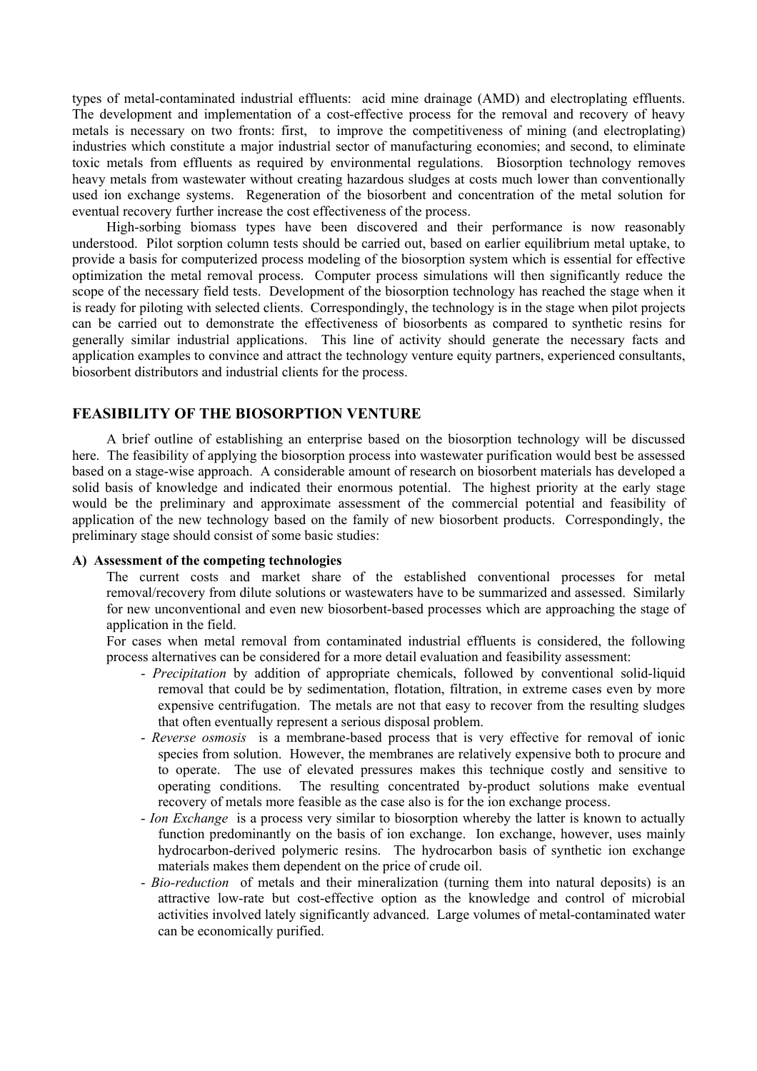types of metal-contaminated industrial effluents: acid mine drainage (AMD) and electroplating effluents. The development and implementation of a cost-effective process for the removal and recovery of heavy metals is necessary on two fronts: first, to improve the competitiveness of mining (and electroplating) industries which constitute a major industrial sector of manufacturing economies; and second, to eliminate toxic metals from effluents as required by environmental regulations. Biosorption technology removes heavy metals from wastewater without creating hazardous sludges at costs much lower than conventionally used ion exchange systems. Regeneration of the biosorbent and concentration of the metal solution for eventual recovery further increase the cost effectiveness of the process.

High-sorbing biomass types have been discovered and their performance is now reasonably understood. Pilot sorption column tests should be carried out, based on earlier equilibrium metal uptake, to provide a basis for computerized process modeling of the biosorption system which is essential for effective optimization the metal removal process. Computer process simulations will then significantly reduce the scope of the necessary field tests. Development of the biosorption technology has reached the stage when it is ready for piloting with selected clients. Correspondingly, the technology is in the stage when pilot projects can be carried out to demonstrate the effectiveness of biosorbents as compared to synthetic resins for generally similar industrial applications. This line of activity should generate the necessary facts and application examples to convince and attract the technology venture equity partners, experienced consultants, biosorbent distributors and industrial clients for the process.

## FEASIBILITY OF THE BIOSORPTION VENTURE

A brief outline of establishing an enterprise based on the biosorption technology will be discussed here. The feasibility of applying the biosorption process into wastewater purification would best be assessed based on a stage-wise approach. A considerable amount of research on biosorbent materials has developed a solid basis of knowledge and indicated their enormous potential. The highest priority at the early stage would be the preliminary and approximate assessment of the commercial potential and feasibility of application of the new technology based on the family of new biosorbent products. Correspondingly, the preliminary stage should consist of some basic studies:

**A) Assessment of the competing technologies**

The current costs and market share of the established conventional processes for metal removal/recovery from dilute solutions or wastewaters have to be summarized and assessed. Similarly for new unconventional and even new biosorbent-based processes which are approaching the stage of application in the field.

For cases when metal removal from contaminated industrial effluents is considered, the following process alternatives can be considered for a more detail evaluation and feasibility assessment:

- *Precipitation* by addition of appropriate chemicals, followed by conventional solid-liquid removal that could be by sedimentation, flotation, filtration, in extreme cases even by more expensive centrifugation. The metals are not that easy to recover from the resulting sludges that often eventually represent a serious disposal problem.
- *Reverse osmosis* is a membrane-based process that is very effective for removal of ionic species from solution. However, the membranes are relatively expensive both to procure and to operate. The use of elevated pressures makes this technique costly and sensitive to operating conditions. The resulting concentrated by-product solutions make eventual recovery of metals more feasible as the case also is for the ion exchange process.
- *Ion Exchange* is a process very similar to biosorption whereby the latter is known to actually function predominantly on the basis of ion exchange. Ion exchange, however, uses mainly hydrocarbon-derived polymeric resins. The hydrocarbon basis of synthetic ion exchange materials makes them dependent on the price of crude oil.
- *Bio-reduction* of metals and their mineralization (turning them into natural deposits) is an attractive low-rate but cost-effective option as the knowledge and control of microbial activities involved lately significantly advanced. Large volumes of metal-contaminated water can be economically purified.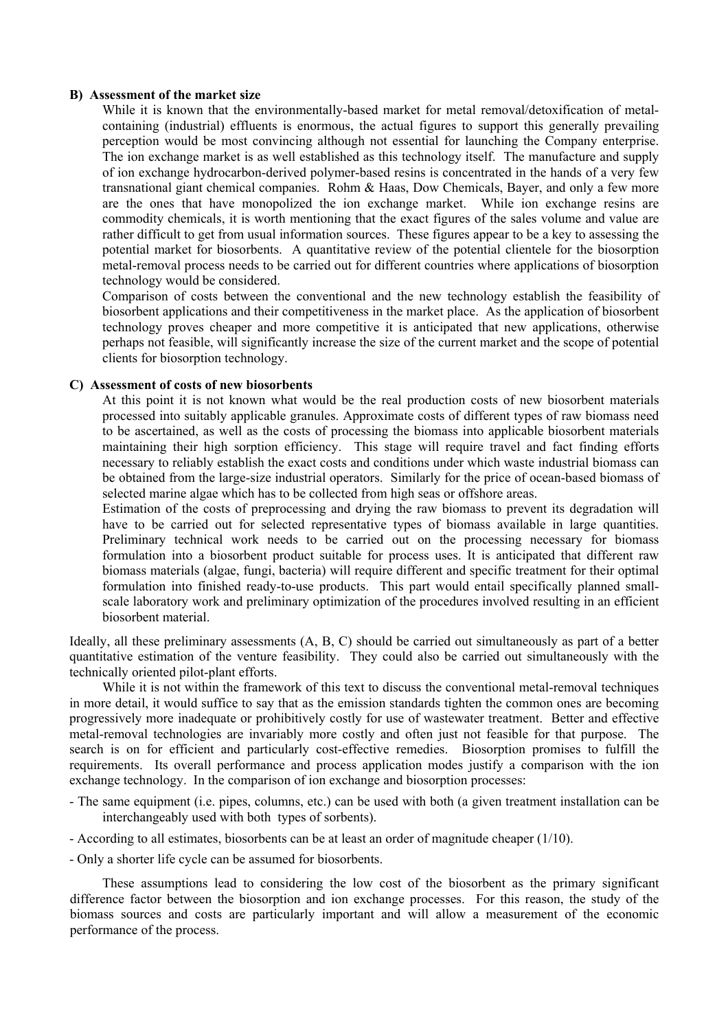**B) Assessment of the market size**

While it is known that the environmentally-based market for metal removal/detoxification of metal-containing (industrial) effluents is enormous, the actual figures to support this generally prevailing perception would be most convincing although not essential for launching the Company enterprise. The ion exchange market is as well established as this technology itself. The manufacture and supply of ion exchange hydrocarbon-derived polymer-based resins is concentrated in the hands of a very few transnational giant chemical companies. Rohm & Haas, Dow Chemicals, Bayer, and only a few more are the ones that have monopolized the ion exchange market. While ion exchange resins are commodity chemicals, it is worth mentioning that the exact figures of the sales volume and value are rather difficult to get from usual information sources. These figures appear to be a key to assessing the potential market for biosorbents. A quantitative review of the potential clientele for the biosorption metal-removal process needs to be carried out for different countries where applications of biosorption technology would be considered.

Comparison of costs between the conventional and the new technology establish the feasibility of biosorbent applications and their competitiveness in the market place. As the application of biosorbent technology proves cheaper and more competitive it is anticipated that new applications, otherwise perhaps not feasible, will significantly increase the size of the current market and the scope of potential clients for biosorption technology.

**C) Assessment of costs of new biosorbents**

At this point it is not known what would be the real production costs of new biosorbent materials processed into suitably applicable granules. Approximate costs of different types of raw biomass need to be ascertained, as well as the costs of processing the biomass into applicable biosorbent materials maintaining their high sorption efficiency. This stage will require travel and fact finding efforts necessary to reliably establish the exact costs and conditions under which waste industrial biomass can be obtained from the large-size industrial operators. Similarly for the price of ocean-based biomass of selected marine algae which has to be collected from high seas or offshore areas.

Estimation of the costs of preprocessing and drying the raw biomass to prevent its degradation will have to be carried out for selected representative types of biomass available in large quantities. Preliminary technical work needs to be carried out on the processing necessary for biomass formulation into a biosorbent product suitable for process uses. It is anticipated that different raw biomass materials (algae, fungi, bacteria) will require different and specific treatment for their optimal formulation into finished ready-to-use products. This part would entail specifically planned small-scale laboratory work and preliminary optimization of the procedures involved resulting in an efficient biosorbent material.

Ideally, all these preliminary assessments (A, B, C) should be carried out simultaneously as part of a better quantitative estimation of the venture feasibility. They could also be carried out simultaneously with the technically oriented pilot-plant efforts.

While it is not within the framework of this text to discuss the conventional metal-removal techniques in more detail, it would suffice to say that as the emission standards tighten the common ones are becoming progressively more inadequate or prohibitively costly for use of wastewater treatment. Better and effective metal-removal technologies are invariably more costly and often just not feasible for that purpose. The search is on for efficient and particularly cost-effective remedies. Biosorption promises to fulfill the requirements. Its overall performance and process application modes justify a comparison with the ion exchange technology. In the comparison of ion exchange and biosorption processes:

- The same equipment (i.e. pipes, columns, etc.) can be used with both (a given treatment installation can be interchangeably used with both types of sorbents).
- According to all estimates, biosorbents can be at least an order of magnitude cheaper (1/10).
- Only a shorter life cycle can be assumed for biosorbents.

These assumptions lead to considering the low cost of the biosorbent as the primary significant difference factor between the biosorption and ion exchange processes. For this reason, the study of the biomass sources and costs are particularly important and will allow a measurement of the economic performance of the process.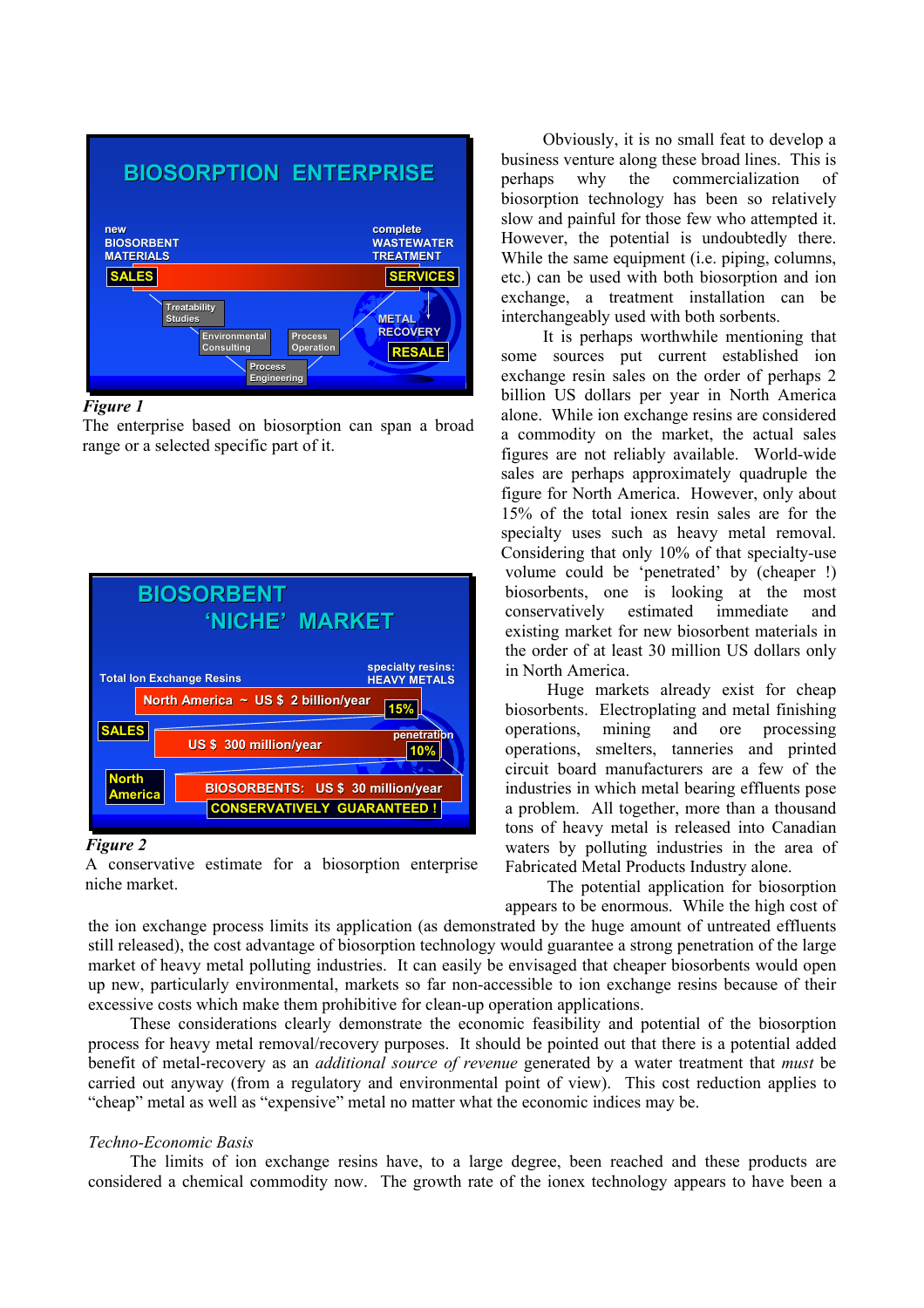BIOSORPTION ENTERPRISE

new BIOSORBENT MATERIALS

SALES

complete WASTEWATER TREATMENT

SERVICES

Treatability Studies

Environmental Consulting

Process Operation

Process Engineering

METAL RECOVERY

RESALE

*Figure 1*

The enterprise based on biosorption can span a broad range or a selected specific part of it.

BIOSORBENT 'NICHE' MARKET

Total Ion Exchange Resins

specialty resins: HEAVY METALS

North America ~ US $ 2 billion/year

15%

SALES

US $ 300 million/year

penetration 10%

North America

BIOSORBENTS: US $ 30 million/year

CONSERVATIVELY GUARANTEED !

*Figure 2*

A conservative estimate for a biosorption enterprise niche market.

Obviously, it is no small feat to develop a business venture along these broad lines. This is perhaps why the commercialization of biosorption technology has been so relatively slow and painful for those few who attempted it. However, the potential is undoubtedly there. While the same equipment (i.e. piping, columns, etc.) can be used with both biosorption and ion exchange, a treatment installation can be interchangeably used with both sorbents.

It is perhaps worthwhile mentioning that some sources put current established ion exchange resin sales on the order of perhaps 2 billion US dollars per year in North America alone. While ion exchange resins are considered a commodity on the market, the actual sales figures are not reliably available. World-wide sales are perhaps approximately quadruple the figure for North America. However, only about 15% of the total ionex resin sales are for the specialty uses such as heavy metal removal. Considering that only 10% of that specialty-use volume could be 'penetrated' by (cheaper !) biosorbents, one is looking at the most conservatively estimated immediate and existing market for new biosorbent materials in the order of at least 30 million US dollars only in North America.

Huge markets already exist for cheap biosorbents. Electroplating and metal finishing operations, mining and ore processing operations, smelters, tanneries and printed circuit board manufacturers are a few of the industries in which metal bearing effluents pose a problem. All together, more than a thousand tons of heavy metal is released into Canadian waters by polluting industries in the area of Fabricated Metal Products Industry alone.

The potential application for biosorption appears to be enormous. While the high cost of the ion exchange process limits its application (as demonstrated by the huge amount of untreated effluents still released), the cost advantage of biosorption technology would guarantee a strong penetration of the large market of heavy metal polluting industries. It can easily be envisaged that cheaper biosorbents would open up new, particularly environmental, markets so far non-accessible to ion exchange resins because of their excessive costs which make them prohibitive for clean-up operation applications.

These considerations clearly demonstrate the economic feasibility and potential of the biosorption process for heavy metal removal/recovery purposes. It should be pointed out that there is a potential added benefit of metal-recovery as an *additional source of revenue* generated by a water treatment that *must* be carried out anyway (from a regulatory and environmental point of view). This cost reduction applies to "cheap" metal as well as "expensive" metal no matter what the economic indices may be.

*Techno-Economic Basis*

The limits of ion exchange resins have, to a large degree, been reached and these products are considered a chemical commodity now. The growth rate of the ionex technology appears to have been a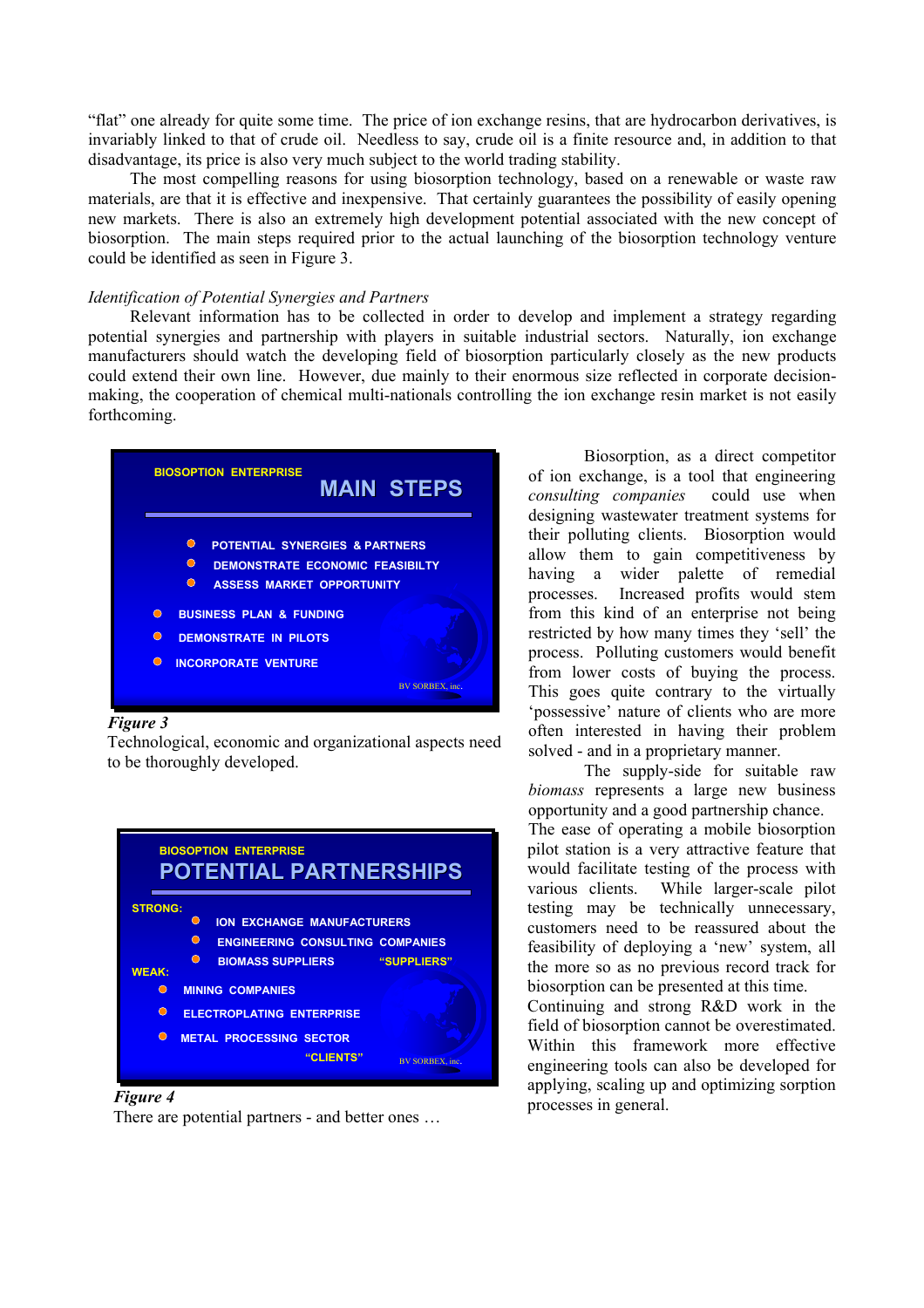"flat" one already for quite some time. The price of ion exchange resins, that are hydrocarbon derivatives, is invariably linked to that of crude oil. Needless to say, crude oil is a finite resource and, in addition to that disadvantage, its price is also very much subject to the world trading stability.

The most compelling reasons for using biosorption technology, based on a renewable or waste raw materials, are that it is effective and inexpensive. That certainly guarantees the possibility of easily opening new markets. There is also an extremely high development potential associated with the new concept of biosorption. The main steps required prior to the actual launching of the biosorption technology venture could be identified as seen in Figure 3.

*Identification of Potential Synergies and Partners*

Relevant information has to be collected in order to develop and implement a strategy regarding potential synergies and partnership with players in suitable industrial sectors. Naturally, ion exchange manufacturers should watch the developing field of biosorption particularly closely as the new products could extend their own line. However, due mainly to their enormous size reflected in corporate decision-making, the cooperation of chemical multi-nationals controlling the ion exchange resin market is not easily forthcoming.

BIOSOPTION ENTERPRISE

MAIN STEPS

- POTENTIAL SYNERGIES & PARTNERS
- DEMONSTRATE ECONOMIC FEASIBILTY
- ASSESS MARKET OPPORTUNITY
- BUSINESS PLAN & FUNDING
- DEMONSTRATE IN PILOTS
- INCORPORATE VENTURE

BV SORBEX, inc.

***Figure 3***

Technological, economic and organizational aspects need to be thoroughly developed.

BIOSOPTION ENTERPRISE

POTENTIAL PARTNERSHIPS

STRONG:
- ION EXCHANGE MANUFACTURERS
- ENGINEERING CONSULTING COMPANIES
- BIOMASS SUPPLIERS "SUPPLIERS"

WEAK:
- MINING COMPANIES
- ELECTROPLATING ENTERPRISE
- METAL PROCESSING SECTOR

"CLIENTS"

BV SORBEX, inc.

***Figure 4***

There are potential partners - and better ones …

Biosorption, as a direct competitor of ion exchange, is a tool that engineering *consulting companies* could use when designing wastewater treatment systems for their polluting clients. Biosorption would allow them to gain competitiveness by having a wider palette of remedial processes. Increased profits would stem from this kind of an enterprise not being restricted by how many times they 'sell' the process. Polluting customers would benefit from lower costs of buying the process. This goes quite contrary to the virtually 'possessive' nature of clients who are more often interested in having their problem solved - and in a proprietary manner.

The supply-side for suitable raw *biomass* represents a large new business opportunity and a good partnership chance. The ease of operating a mobile biosorption pilot station is a very attractive feature that would facilitate testing of the process with various clients. While larger-scale pilot testing may be technically unnecessary, customers need to be reassured about the feasibility of deploying a 'new' system, all the more so as no previous record track for biosorption can be presented at this time. Continuing and strong R&D work in the field of biosorption cannot be overestimated. Within this framework more effective engineering tools can also be developed for applying, scaling up and optimizing sorption processes in general.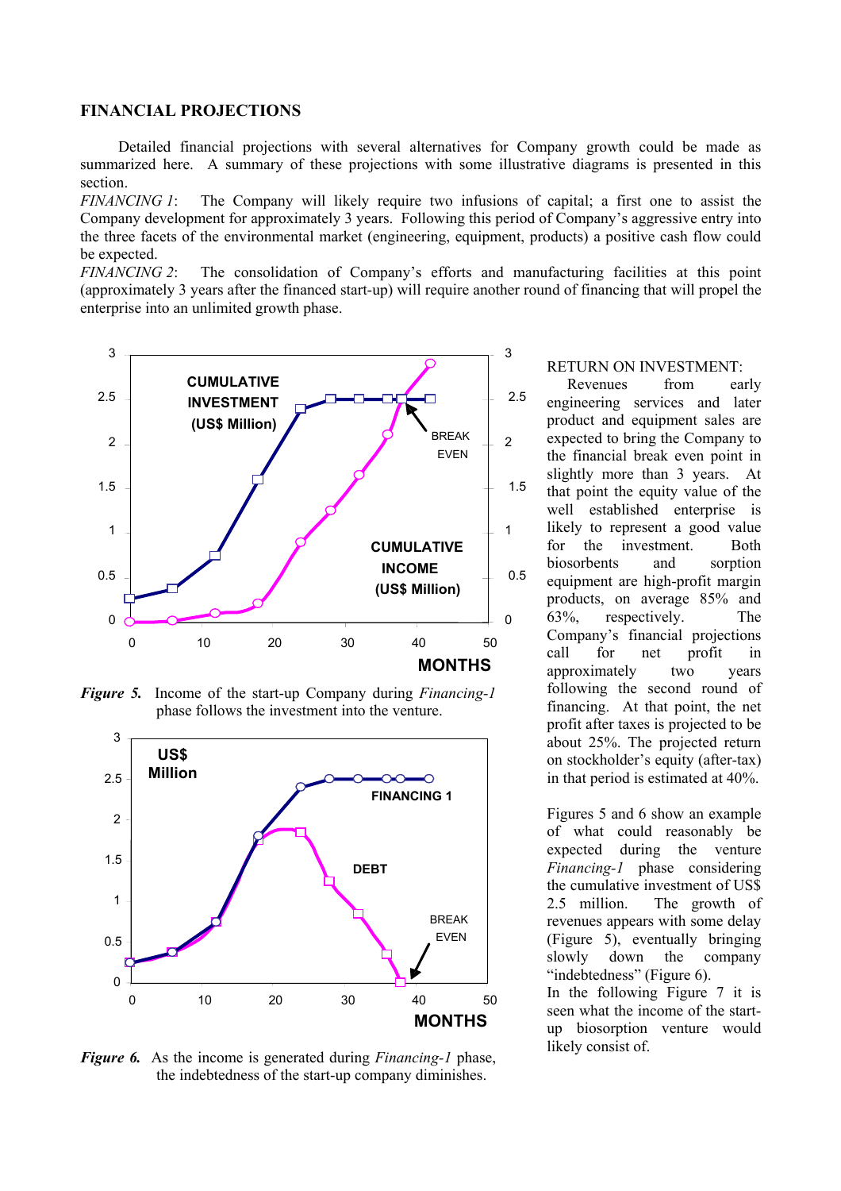## FINANCIAL PROJECTIONS

Detailed financial projections with several alternatives for Company growth could be made as summarized here. A summary of these projections with some illustrative diagrams is presented in this section.

*FINANCING 1*: The Company will likely require two infusions of capital; a first one to assist the Company development for approximately 3 years. Following this period of Company's aggressive entry into the three facets of the environmental market (engineering, equipment, products) a positive cash flow could be expected.

*FINANCING 2*: The consolidation of Company's efforts and manufacturing facilities at this point (approximately 3 years after the financed start-up) will require another round of financing that will propel the enterprise into an unlimited growth phase.

***Figure 5.*** Income of the start-up Company during *Financing-1* phase follows the investment into the venture.

***Figure 6.*** As the income is generated during *Financing-1* phase, the indebtedness of the start-up company diminishes.

RETURN ON INVESTMENT:

Revenues from early engineering services and later product and equipment sales are expected to bring the Company to the financial break even point in slightly more than 3 years. At that point the equity value of the well established enterprise is likely to represent a good value for the investment. Both biosorbents and sorption equipment are high-profit margin products, on average 85% and 63%, respectively. The Company's financial projections call for net profit in approximately two years following the second round of financing. At that point, the net profit after taxes is projected to be about 25%. The projected return on stockholder's equity (after-tax) in that period is estimated at 40%.

Figures 5 and 6 show an example of what could reasonably be expected during the venture *Financing-1* phase considering the cumulative investment of US$ 2.5 million. The growth of revenues appears with some delay (Figure 5), eventually bringing slowly down the company "indebtedness" (Figure 6).

In the following Figure 7 it is seen what the income of the start-up biosorption venture would likely consist of.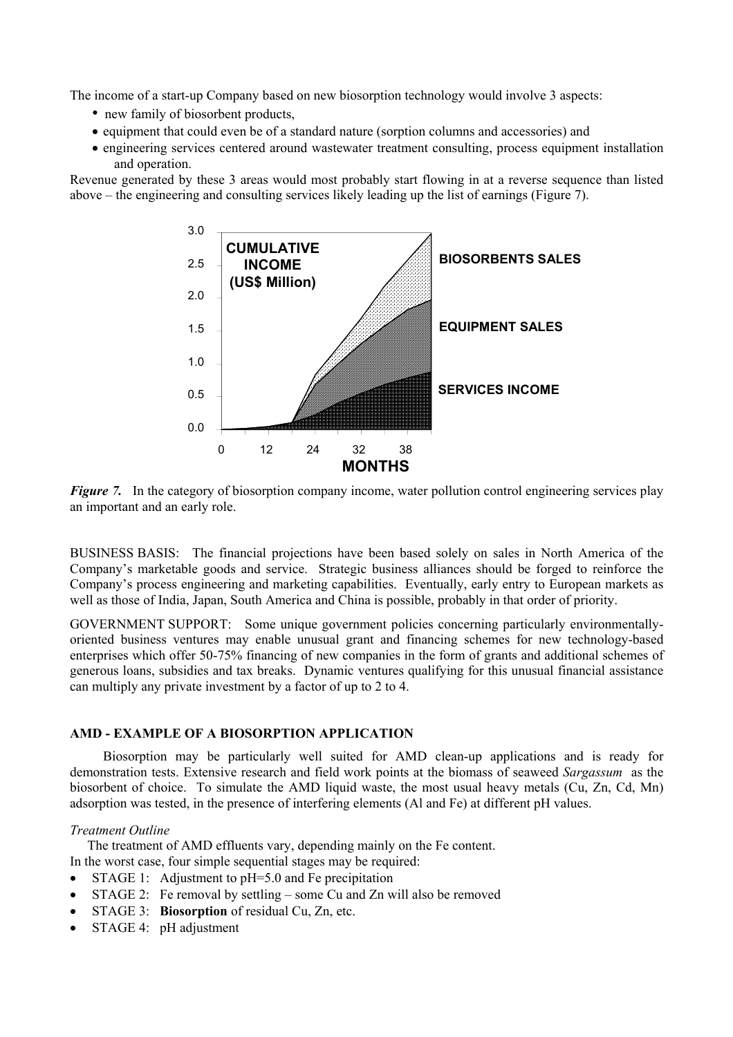The income of a start-up Company based on new biosorption technology would involve 3 aspects:

- new family of biosorbent products,
- equipment that could even be of a standard nature (sorption columns and accessories) and
- engineering services centered around wastewater treatment consulting, process equipment installation and operation.

Revenue generated by these 3 areas would most probably start flowing in at a reverse sequence than listed above – the engineering and consulting services likely leading up the list of earnings (Figure 7).

*Figure 7.* In the category of biosorption company income, water pollution control engineering services play an important and an early role.

BUSINESS BASIS: The financial projections have been based solely on sales in North America of the Company's marketable goods and service. Strategic business alliances should be forged to reinforce the Company's process engineering and marketing capabilities. Eventually, early entry to European markets as well as those of India, Japan, South America and China is possible, probably in that order of priority.

GOVERNMENT SUPPORT: Some unique government policies concerning particularly environmentally-oriented business ventures may enable unusual grant and financing schemes for new technology-based enterprises which offer 50-75% financing of new companies in the form of grants and additional schemes of generous loans, subsidies and tax breaks. Dynamic ventures qualifying for this unusual financial assistance can multiply any private investment by a factor of up to 2 to 4.

## AMD - EXAMPLE OF A BIOSORPTION APPLICATION

Biosorption may be particularly well suited for AMD clean-up applications and is ready for demonstration tests. Extensive research and field work points at the biomass of seaweed *Sargassum* as the biosorbent of choice. To simulate the AMD liquid waste, the most usual heavy metals (Cu, Zn, Cd, Mn) adsorption was tested, in the presence of interfering elements (Al and Fe) at different pH values.

*Treatment Outline*

The treatment of AMD effluents vary, depending mainly on the Fe content.
In the worst case, four simple sequential stages may be required:

- STAGE 1: Adjustment to pH=5.0 and Fe precipitation
- STAGE 2: Fe removal by settling – some Cu and Zn will also be removed
- STAGE 3: **Biosorption** of residual Cu, Zn, etc.
- STAGE 4: pH adjustment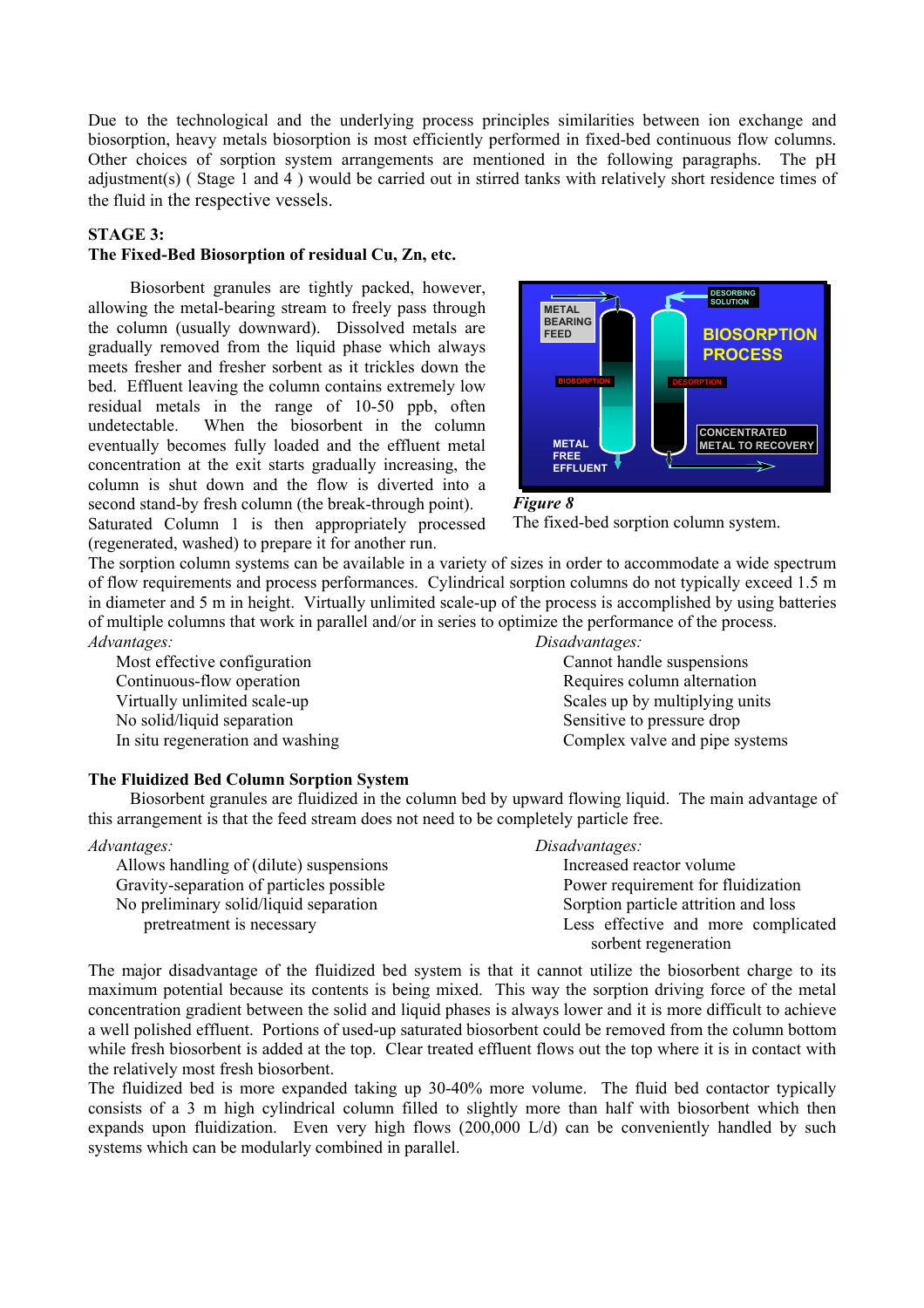Due to the technological and the underlying process principles similarities between ion exchange and biosorption, heavy metals biosorption is most efficiently performed in fixed-bed continuous flow columns. Other choices of sorption system arrangements are mentioned in the following paragraphs. The pH adjustment(s) ( Stage 1 and 4 ) would be carried out in stirred tanks with relatively short residence times of the fluid in the respective vessels.

### STAGE 3:
### The Fixed-Bed Biosorption of residual Cu, Zn, etc.

Biosorbent granules are tightly packed, however, allowing the metal-bearing stream to freely pass through the column (usually downward). Dissolved metals are gradually removed from the liquid phase which always meets fresher and fresher sorbent as it trickles down the bed. Effluent leaving the column contains extremely low residual metals in the range of 10-50 ppb, often undetectable. When the biosorbent in the column eventually becomes fully loaded and the effluent metal concentration at the exit starts gradually increasing, the column is shut down and the flow is diverted into a second stand-by fresh column (the break-through point). Saturated Column 1 is then appropriately processed (regenerated, washed) to prepare it for another run.

***Figure 8***
The fixed-bed sorption column system.

The sorption column systems can be available in a variety of sizes in order to accommodate a wide spectrum of flow requirements and process performances. Cylindrical sorption columns do not typically exceed 1.5 m in diameter and 5 m in height. Virtually unlimited scale-up of the process is accomplished by using batteries of multiple columns that work in parallel and/or in series to optimize the performance of the process.

*Advantages:*
- Most effective configuration
- Continuous-flow operation
- Virtually unlimited scale-up
- No solid/liquid separation
- In situ regeneration and washing

*Disadvantages:*
- Cannot handle suspensions
- Requires column alternation
- Scales up by multiplying units
- Sensitive to pressure drop
- Complex valve and pipe systems

### The Fluidized Bed Column Sorption System

Biosorbent granules are fluidized in the column bed by upward flowing liquid. The main advantage of this arrangement is that the feed stream does not need to be completely particle free.

*Advantages:*
- Allows handling of (dilute) suspensions
- Gravity-separation of particles possible
- No preliminary solid/liquid separation pretreatment is necessary

*Disadvantages:*
- Increased reactor volume
- Power requirement for fluidization
- Sorption particle attrition and loss
- Less effective and more complicated sorbent regeneration

The major disadvantage of the fluidized bed system is that it cannot utilize the biosorbent charge to its maximum potential because its contents is being mixed. This way the sorption driving force of the metal concentration gradient between the solid and liquid phases is always lower and it is more difficult to achieve a well polished effluent. Portions of used-up saturated biosorbent could be removed from the column bottom while fresh biosorbent is added at the top. Clear treated effluent flows out the top where it is in contact with the relatively most fresh biosorbent.

The fluidized bed is more expanded taking up 30-40% more volume. The fluid bed contactor typically consists of a 3 m high cylindrical column filled to slightly more than half with biosorbent which then expands upon fluidization. Even very high flows (200,000 L/d) can be conveniently handled by such systems which can be modularly combined in parallel.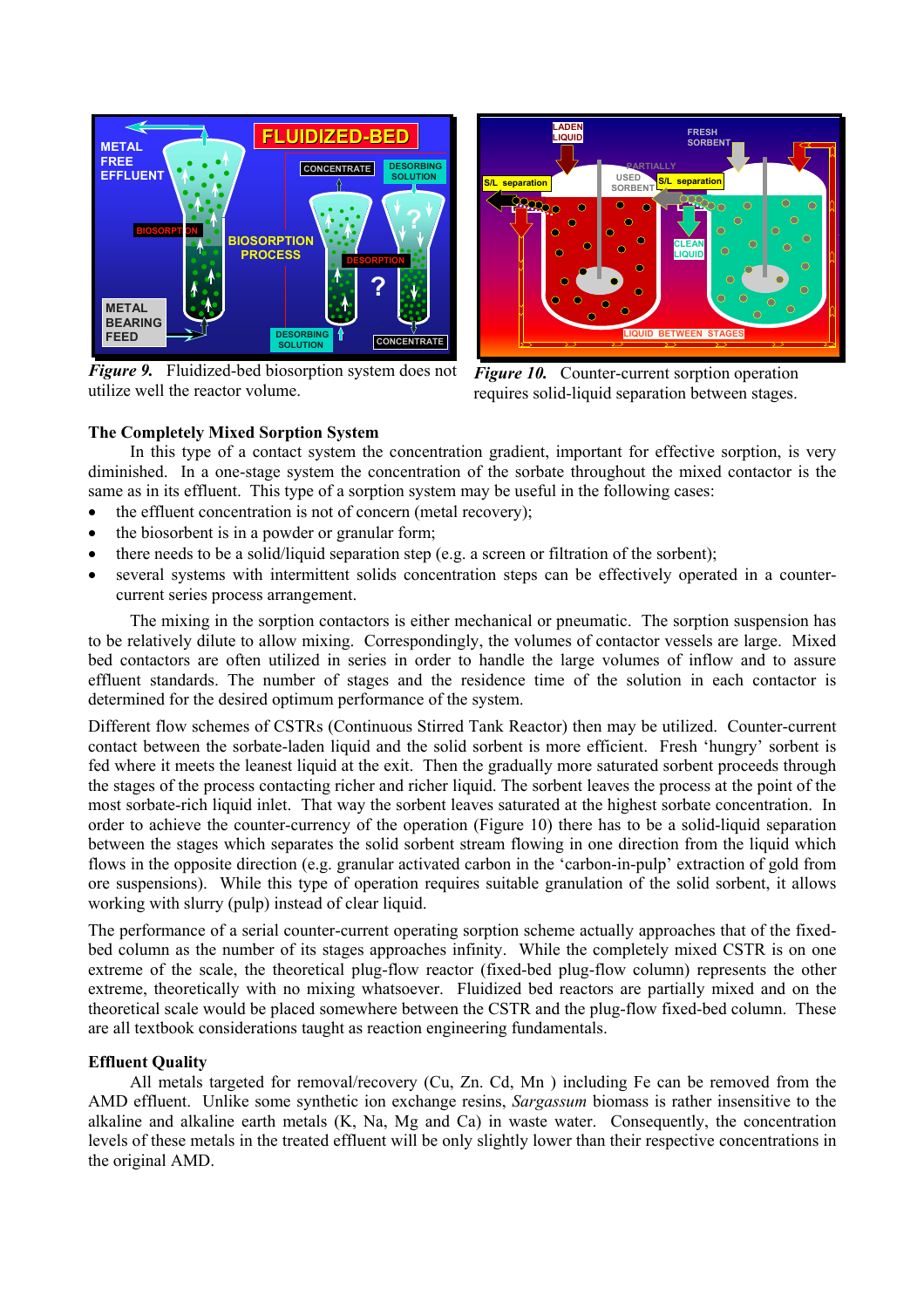*Figure 9.* Fluidized-bed biosorption system does not utilize well the reactor volume.

*Figure 10.* Counter-current sorption operation requires solid-liquid separation between stages.

**The Completely Mixed Sorption System**

In this type of a contact system the concentration gradient, important for effective sorption, is very diminished. In a one-stage system the concentration of the sorbate throughout the mixed contactor is the same as in its effluent. This type of a sorption system may be useful in the following cases:

- the effluent concentration is not of concern (metal recovery);
- the biosorbent is in a powder or granular form;
- there needs to be a solid/liquid separation step (e.g. a screen or filtration of the sorbent);
- several systems with intermittent solids concentration steps can be effectively operated in a counter-current series process arrangement.

The mixing in the sorption contactors is either mechanical or pneumatic. The sorption suspension has to be relatively dilute to allow mixing. Correspondingly, the volumes of contactor vessels are large. Mixed bed contactors are often utilized in series in order to handle the large volumes of inflow and to assure effluent standards. The number of stages and the residence time of the solution in each contactor is determined for the desired optimum performance of the system.

Different flow schemes of CSTRs (Continuous Stirred Tank Reactor) then may be utilized. Counter-current contact between the sorbate-laden liquid and the solid sorbent is more efficient. Fresh 'hungry' sorbent is fed where it meets the leanest liquid at the exit. Then the gradually more saturated sorbent proceeds through the stages of the process contacting richer and richer liquid. The sorbent leaves the process at the point of the most sorbate-rich liquid inlet. That way the sorbent leaves saturated at the highest sorbate concentration. In order to achieve the counter-currency of the operation (Figure 10) there has to be a solid-liquid separation between the stages which separates the solid sorbent stream flowing in one direction from the liquid which flows in the opposite direction (e.g. granular activated carbon in the 'carbon-in-pulp' extraction of gold from ore suspensions). While this type of operation requires suitable granulation of the solid sorbent, it allows working with slurry (pulp) instead of clear liquid.

The performance of a serial counter-current operating sorption scheme actually approaches that of the fixed-bed column as the number of its stages approaches infinity. While the completely mixed CSTR is on one extreme of the scale, the theoretical plug-flow reactor (fixed-bed plug-flow column) represents the other extreme, theoretically with no mixing whatsoever. Fluidized bed reactors are partially mixed and on the theoretical scale would be placed somewhere between the CSTR and the plug-flow fixed-bed column. These are all textbook considerations taught as reaction engineering fundamentals.

**Effluent Quality**

All metals targeted for removal/recovery (Cu, Zn. Cd, Mn ) including Fe can be removed from the AMD effluent. Unlike some synthetic ion exchange resins, *Sargassum* biomass is rather insensitive to the alkaline and alkaline earth metals (K, Na, Mg and Ca) in waste water. Consequently, the concentration levels of these metals in the treated effluent will be only slightly lower than their respective concentrations in the original AMD.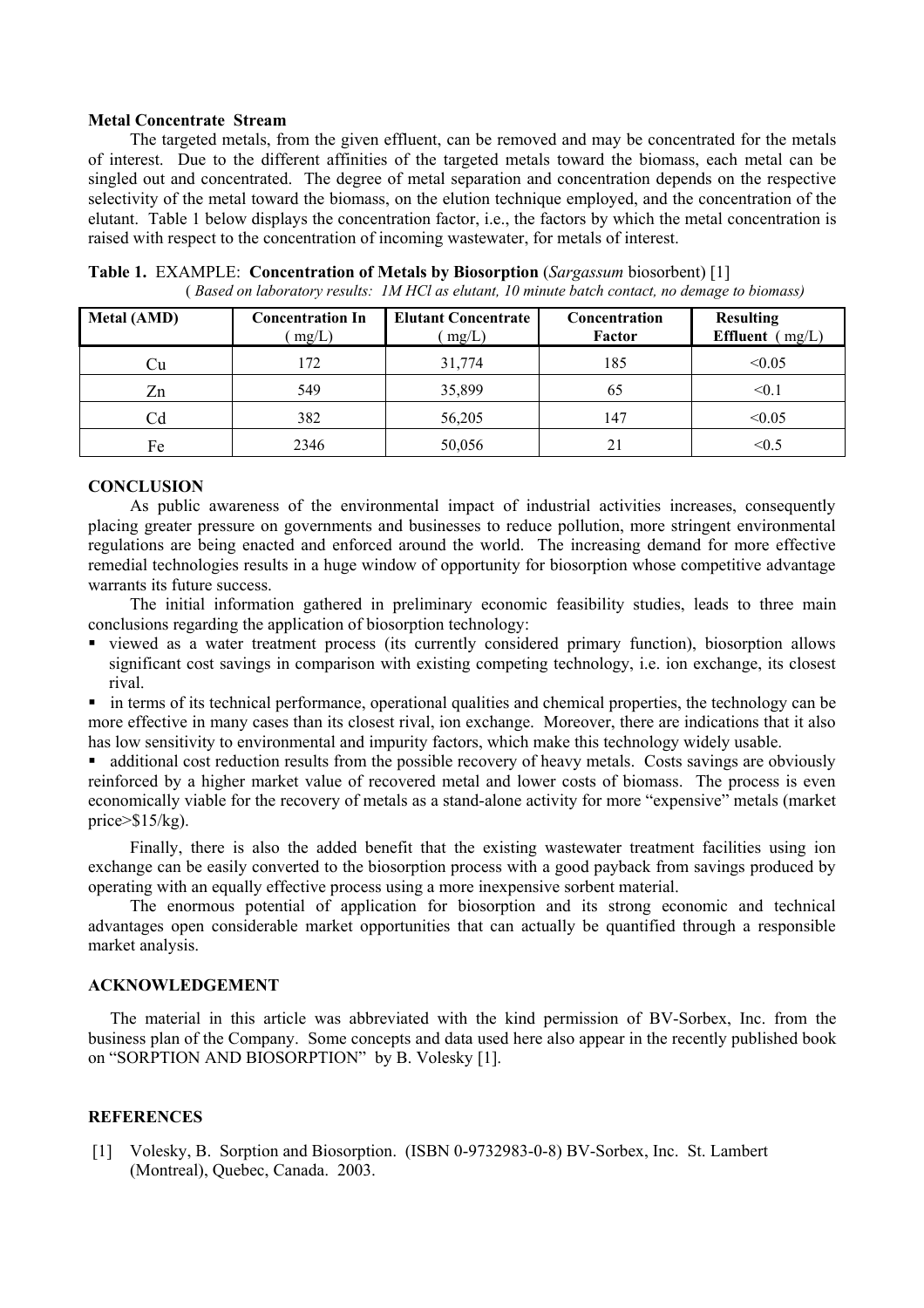**Metal Concentrate Stream**

The targeted metals, from the given effluent, can be removed and may be concentrated for the metals of interest. Due to the different affinities of the targeted metals toward the biomass, each metal can be singled out and concentrated. The degree of metal separation and concentration depends on the respective selectivity of the metal toward the biomass, on the elution technique employed, and the concentration of the elutant. Table 1 below displays the concentration factor, i.e., the factors by which the metal concentration is raised with respect to the concentration of incoming wastewater, for metals of interest.

**Table 1.** EXAMPLE: **Concentration of Metals by Biosorption** (*Sargassum* biosorbent) [1]
(*Based on laboratory results: 1M HCl as elutant, 10 minute batch contact, no demage to biomass)*

| Metal (AMD) | Concentration In ( mg/L) | Elutant Concentrate ( mg/L) | Concentration Factor | Resulting Effluent ( mg/L) |
|---|---|---|---|---|
| Cu | 172 | 31,774 | 185 | <0.05 |
| Zn | 549 | 35,899 | 65 | <0.1 |
| Cd | 382 | 56,205 | 147 | <0.05 |
| Fe | 2346 | 50,056 | 21 | <0.5 |

**CONCLUSION**

As public awareness of the environmental impact of industrial activities increases, consequently placing greater pressure on governments and businesses to reduce pollution, more stringent environmental regulations are being enacted and enforced around the world. The increasing demand for more effective remedial technologies results in a huge window of opportunity for biosorption whose competitive advantage warrants its future success.

The initial information gathered in preliminary economic feasibility studies, leads to three main conclusions regarding the application of biosorption technology:

- viewed as a water treatment process (its currently considered primary function), biosorption allows significant cost savings in comparison with existing competing technology, i.e. ion exchange, its closest rival.
- in terms of its technical performance, operational qualities and chemical properties, the technology can be more effective in many cases than its closest rival, ion exchange. Moreover, there are indications that it also has low sensitivity to environmental and impurity factors, which make this technology widely usable.
- additional cost reduction results from the possible recovery of heavy metals. Costs savings are obviously reinforced by a higher market value of recovered metal and lower costs of biomass. The process is even economically viable for the recovery of metals as a stand-alone activity for more "expensive" metals (market price>$15/kg).

Finally, there is also the added benefit that the existing wastewater treatment facilities using ion exchange can be easily converted to the biosorption process with a good payback from savings produced by operating with an equally effective process using a more inexpensive sorbent material.

The enormous potential of application for biosorption and its strong economic and technical advantages open considerable market opportunities that can actually be quantified through a responsible market analysis.

**ACKNOWLEDGEMENT**

The material in this article was abbreviated with the kind permission of BV-Sorbex, Inc. from the business plan of the Company. Some concepts and data used here also appear in the recently published book on "SORPTION AND BIOSORPTION" by B. Volesky [1].

**REFERENCES**

[1] Volesky, B. Sorption and Biosorption. (ISBN 0-9732983-0-8) BV-Sorbex, Inc. St. Lambert (Montreal), Quebec, Canada. 2003.